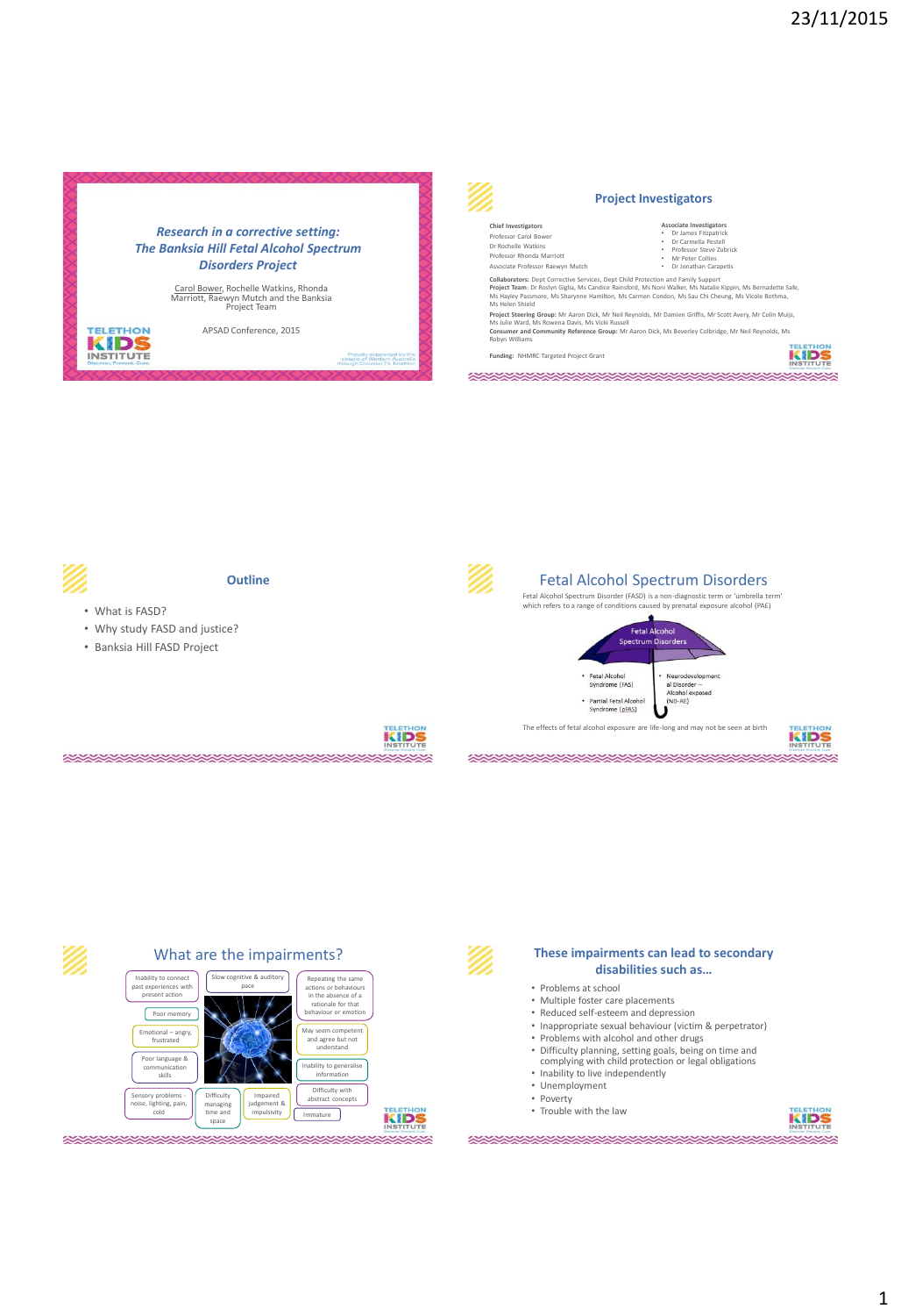## Research in a corrective setting: The Banksia Hill Fetal Alcohol Spectrum Disorders Project

Carol Bower, Rochelle Watkins, Rhonda Marriott, Raewyn Mutch and the Banksia Project Team

APSAD Conference, 2015

Proudly supported by the people of Western Australia through Channel 7's Telethon

## Project Investigators

**Chief Investigators**
Professor Carol Bower
Dr Rochelle Watkins
Professor Rhonda Marriott
Associate Professor Raewyn Mutch

**Associate Investigators**
- Dr James Fitzpatrick
- Dr Carmela Pestell
- Professor Steve Zubrick
- Mr Peter Collins
- Dr Jonathan Carapetis

**Collaborators:** Dept Corrective Services, Dept Child Protection and Family Support
**Project Team:** Dr Roslyn Giglia, Ms Candice Rainsford, Ms Noni Walker, Ms Natalie Kippin, Ms Bernadette Safe, Ms Hayley Passmore, Ms Sharynne Hamilton, Ms Carmen Condon, Ms Sau Chi Cheung, Ms Vicole Bothma, Ms Helen Shield
**Project Steering Group:** Mr Aaron Dick, Mr Neil Reynolds, Mr Damien Griffis, Mr Scott Avery, Mr Colin Muijs, Ms Julie Ward, Ms Rowena Davis, Ms Vicki Russell
**Consumer and Community Reference Group:** Mr Aaron Dick, Ms Beverley Colbridge, Mr Neil Reynolds, Ms Robyn Williams

**Funding:** NHMRC Targeted Project Grant

## Outline

- What is FASD?
- Why study FASD and justice?
- Banksia Hill FASD Project

## Fetal Alcohol Spectrum Disorders

Fetal Alcohol Spectrum Disorder (FASD) is a non-diagnostic term or 'umbrella term' which refers to a range of conditions caused by prenatal exposure alcohol (PAE)

Fetal Alcohol Spectrum Disorders
- Fetal Alcohol Syndrome (FAS)
- Partial Fetal Alcohol Syndrome (pFAS)
- Neurodevelopmental Disorder – Alcohol exposed (ND-AE)

The effects of fetal alcohol exposure are life-long and may not be seen at birth

## What are the impairments?

- Inability to connect past experiences with present action
- Poor memory
- Emotional – angry, frustrated
- Poor language & communication skills
- Sensory problems - noise, lighting, pain, cold
- Difficulty managing time and space
- Impaired judgement & impulsivity
- Slow cognitive & auditory pace
- Repeating the same actions or behaviours in the absence of a rationale for that behaviour or emotion
- May seem competent and agree but not understand
- Inability to generalise information
- Difficulty with abstract concepts
- Immature

## These impairments can lead to secondary disabilities such as…

- Problems at school
- Multiple foster care placements
- Reduced self-esteem and depression
- Inappropriate sexual behaviour (victim & perpetrator)
- Problems with alcohol and other drugs
- Difficulty planning, setting goals, being on time and complying with child protection or legal obligations
- Inability to live independently
- Unemployment
- Poverty
- Trouble with the law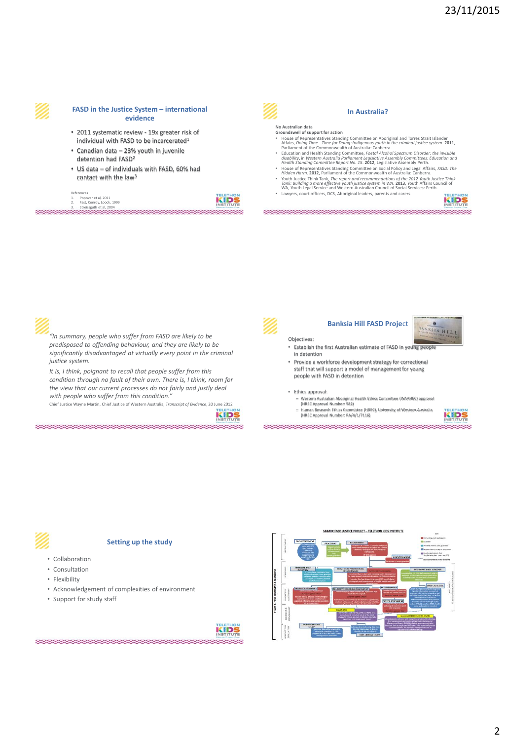## FASD in the Justice System – international evidence

- 2011 systematic review - 19x greater risk of individual with FASD to be incarcerated[1]
- Canadian data – 23% youth in juvenile detention had FASD[2]
- US data – of individuals with FASD, 60% had contact with the law[3]

References
1. Popover et al, 2011
2. Fast, Conroy, Loock, 1999
3. Streissguth et al, 2004

## In Australia?

No Australian data

**Groundswell of support for action**

- House of Representatives Standing Committee on Aboriginal and Torres Strait Islander Affairs, *Doing Time – Time for Doing: Indigenous youth in the criminal justice system*. **2011**, Parliament of the Commonwealth of Australia: Canberra.
- Education and Health Standing Committee, *Foetal Alcohol Spectrum Disorder: the invisible disability*, in *Western Australia Parliament Legislative Assembly Committees: Education and Health Standing Committee Report No. 15*. **2012**, Legislative Assembly Perth.
- House of Representatives Standing Committee on Social Policy and Legal Affairs, *FASD: The Hidden Harm*. **2012**, Parliament of the Commonwealth of Australia: Canberra.
- Youth Justice Think Tank, *The report and recommendations of the 2012 Youth Justice Think Tank: Building a more effective youth justice system in WA*. **2013**, Youth Affairs Council of WA, Youth Legal Service and Western Australian Council of Social Services: Perth.
- Lawyers, court officers, DCS, Aboriginal leaders, parents and carers

*"In summary, people who suffer from FASD are likely to be predisposed to offending behaviour, and they are likely to be significantly disadvantaged at virtually every point in the criminal justice system.*

*It is, I think, poignant to recall that people suffer from this condition through no fault of their own. There is, I think, room for the view that our current processes do not fairly and justly deal with people who suffer from this condition."*

Chief Justice Wayne Martin, Chief Justice of Western Australia, *Transcript of Evidence*, 20 June 2012

## Banksia Hill FASD Project

Objectives:

- Establish the first Australian estimate of FASD in young people in detention
- Provide a workforce development strategy for correctional staff that will support a model of management for young people with FASD in detention

- Ethics approval:
  - Western Australian Aboriginal Health Ethics Committee (WAAHEC) approval (HREC Approval Number: 582)
  - Human Research Ethics Committee (HREC), University of Western Australia (HREC Approval Number: RA/4/1/7116)

## Setting up the study

- Collaboration
- Consultation
- Flexibility
- Acknowledgement of complexities of environment
- Support for study staff

NHMRC FASD JUSTICE PROJECT – TELETHON KIDS INSTITUTE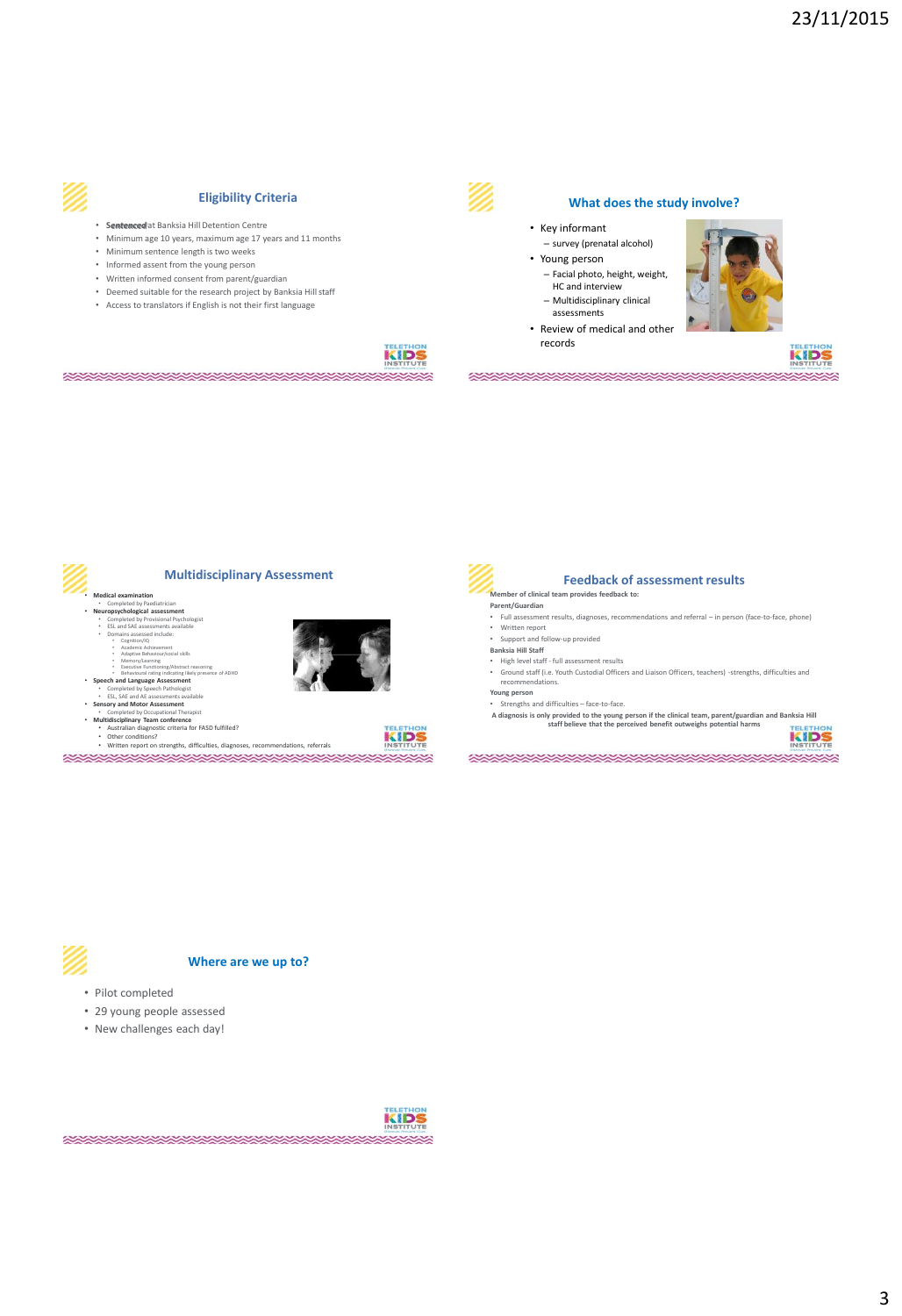## Eligibility Criteria

- Sentenced at Banksia Hill Detention Centre
- Minimum age 10 years, maximum age 17 years and 11 months
- Minimum sentence length is two weeks
- Informed assent from the young person
- Written informed consent from parent/guardian
- Deemed suitable for the research project by Banksia Hill staff
- Access to translators if English is not their first language

## What does the study involve?

- Key informant
  - survey (prenatal alcohol)
- Young person
  - Facial photo, height, weight, HC and interview
  - Multidisciplinary clinical assessments
- Review of medical and other records

## Multidisciplinary Assessment

- **Medical examination**
  - Completed by Paediatrician
- **Neuropsychological assessment**
  - Completed by Provisional Psychologist
  - ESL and SAE assessments available
  - Domains assessed include:
    - Cognition/IQ
    - Academic Achievement
    - Adaptive Behaviour/social skills
    - Memory/Learning
    - Executive Functioning/Abstract reasoning
    - Behavioural rating indicating likely presence of ADHD
- **Speech and Language Assessment**
  - Completed by Speech Pathologist
  - ESL, SAE and AE assessments available
- **Sensory and Motor Assessment**
  - Completed by Occupational Therapist
- **Multidisciplinary Team conference**
  - Australian diagnostic criteria for FASD fulfilled?
  - Other conditions?
  - Written report on strengths, difficulties, diagnoses, recommendations, referrals

## Feedback of assessment results

**Member of clinical team provides feedback to:**

**Parent/Guardian**

- Full assessment results, diagnoses, recommendations and referral – in person (face-to-face, phone)
- Written report
- Support and follow-up provided

**Banksia Hill Staff**

- High level staff - full assessment results
- Ground staff (i.e. Youth Custodial Officers and Liaison Officers, teachers) -strengths, difficulties and recommendations.

**Young person**

- Strengths and difficulties – face-to-face.

**A diagnosis is only provided to the young person if the clinical team, parent/guardian and Banksia Hill staff believe that the perceived benefit outweighs potential harms**

## Where are we up to?

- Pilot completed
- 29 young people assessed
- New challenges each day!